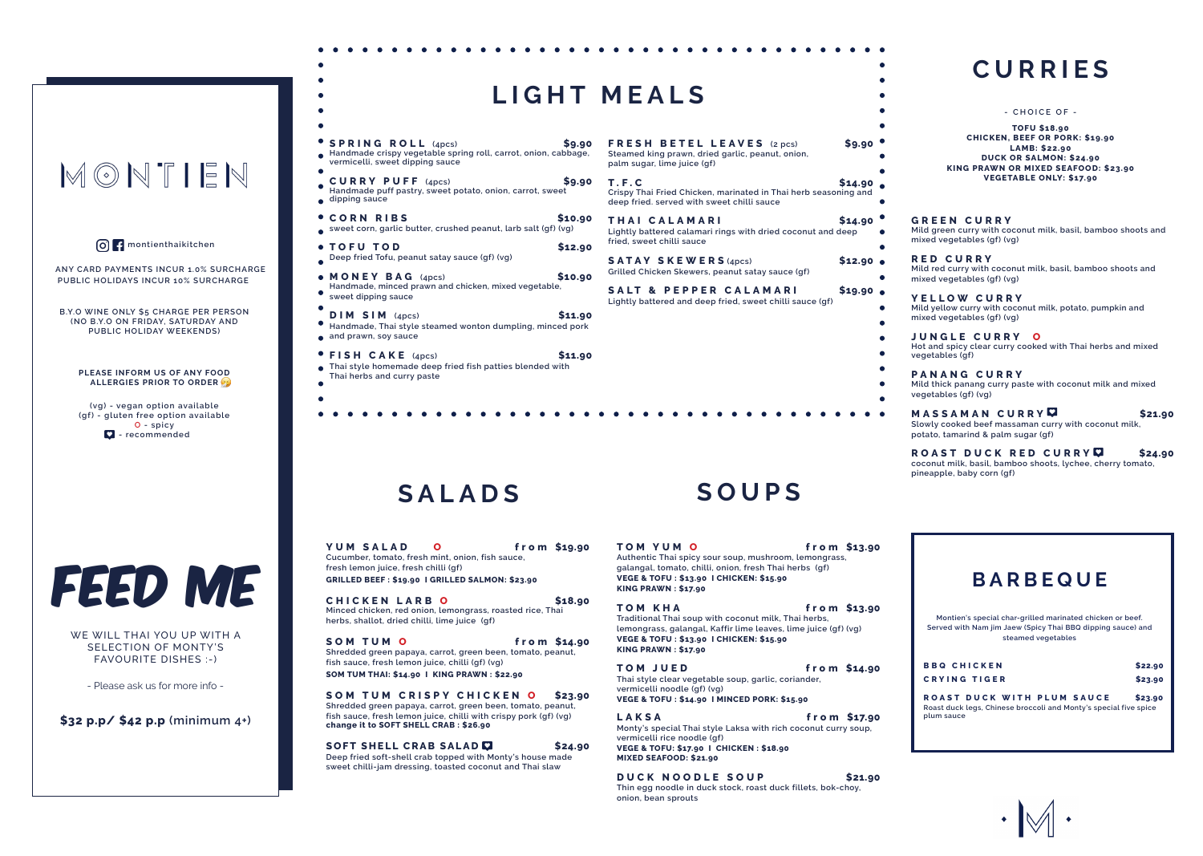# MONTIEN

montienthaikitchen

ANY CARD PAYMENTS INCUR 1.0% SURCHARGE
PUBLIC HOLIDAYS INCUR 10% SURCHARGE

B.Y.O WINE ONLY $5 CHARGE PER PERSON
(NO B.Y.O ON FRIDAY, SATURDAY AND PUBLIC HOLIDAY WEEKENDS)

**PLEASE INFORM US OF ANY FOOD ALLERGIES PRIOR TO ORDER**

(vg) - vegan option available
(gf) - gluten free option available
O - spicy
♥ - recommended

## FEED ME

WE WILL THAI YOU UP WITH A SELECTION OF MONTY'S FAVOURITE DISHES :-)

- Please ask us for more info -

**$32 p.p/ $42 p.p** (minimum 4+)

## LIGHT MEALS

**SPRING ROLL** (4pcs) — **$9.90**
Handmade crispy vegetable spring roll, carrot, onion, cabbage, vermicelli, sweet dipping sauce

**CURRY PUFF** (4pcs) — **$9.90**
Handmade puff pastry, sweet potato, onion, carrot, sweet dipping sauce

**CORN RIBS** — **$10.90**
sweet corn, garlic butter, crushed peanut, larb salt (gf) (vg)

**TOFU TOD** — **$12.90**
Deep fried Tofu, peanut satay sauce (gf) (vg)

**MONEY BAG** (4pcs) — **$10.90**
Handmade, minced prawn and chicken, mixed vegetable, sweet dipping sauce

**DIM SIM** (4pcs) — **$11.90**
Handmade, Thai style steamed wonton dumpling, minced pork and prawn, soy sauce

**FISH CAKE** (4pcs) — **$11.90**
Thai style homemade deep fried fish patties blended with Thai herbs and curry paste

**FRESH BETEL LEAVES** (2 pcs) — **$9.90**
Steamed king prawn, dried garlic, peanut, onion, palm sugar, lime juice (gf)

**T.F.C** — **$14.90**
Crispy Thai Fried Chicken, marinated in Thai herb seasoning and deep fried. served with sweet chilli sauce

**THAI CALAMARI** — **$14.90**
Lightly battered calamari rings with dried coconut and deep fried, sweet chilli sauce

**SATAY SKEWERS** (4pcs) — **$12.90**
Grilled Chicken Skewers, peanut satay sauce (gf)

**SALT & PEPPER CALAMARI** — **$19.90**
Lightly battered and deep fried, sweet chilli sauce (gf)

## CURRIES

- CHOICE OF -

**TOFU $18.90**
**CHICKEN, BEEF OR PORK: $19.90**
**LAMB: $22.90**
**DUCK OR SALMON: $24.90**
**KING PRAWN OR MIXED SEAFOOD: $23.90**
**VEGETABLE ONLY: $17.90**

**GREEN CURRY**
Mild green curry with coconut milk, basil, bamboo shoots and mixed vegetables (gf) (vg)

**RED CURRY**
Mild red curry with coconut milk, basil, bamboo shoots and mixed vegetables (gf) (vg)

**YELLOW CURRY**
Mild yellow curry with coconut milk, potato, pumpkin and mixed vegetables (gf) (vg)

**JUNGLE CURRY** O
Hot and spicy clear curry cooked with Thai herbs and mixed vegetables (gf)

**PANANG CURRY**
Mild thick panang curry paste with coconut milk and mixed vegetables (gf) (vg)

**MASSAMAN CURRY** ♥ — **$21.90**
Slowly cooked beef massaman curry with coconut milk, potato, tamarind & palm sugar (gf)

**ROAST DUCK RED CURRY** ♥ — **$24.90**
coconut milk, basil, bamboo shoots, lychee, cherry tomato, pineapple, baby corn (gf)

## SALADS

**YUM SALAD** O — **from $19.90**
Cucumber, tomato, fresh mint, onion, fish sauce, fresh lemon juice, fresh chilli (gf)
**GRILLED BEEF : $19.90 I GRILLED SALMON: $23.90**

**CHICKEN LARB** O — **$18.90**
Minced chicken, red onion, lemongrass, roasted rice, Thai herbs, shallot, dried chilli, lime juice (gf)

**SOM TUM** O — **from $14.90**
Shredded green papaya, carrot, green been, tomato, peanut, fish sauce, fresh lemon juice, chilli (gf) (vg)
**SOM TUM THAI: $14.90 I KING PRAWN : $22.90**

**SOM TUM CRISPY CHICKEN** O — **$23.90**
Shredded green papaya, carrot, green been, tomato, peanut, fish sauce, fresh lemon juice, chilli with crispy pork (gf) (vg)
**change it to SOFT SHELL CRAB : $26.90**

**SOFT SHELL CRAB SALAD** ♥ — **$24.90**
Deep fried soft-shell crab topped with Monty's house made sweet chilli-jam dressing, toasted coconut and Thai slaw

## SOUPS

**TOM YUM** O — **from $13.90**
Authentic Thai spicy sour soup, mushroom, lemongrass, galangal, tomato, chilli, onion, fresh Thai herbs (gf)
**VEGE & TOFU : $13.90 I CHICKEN: $15.90**
**KING PRAWN : $17.90**

**TOM KHA** — **from $13.90**
Traditional Thai soup with coconut milk, Thai herbs, lemongrass, galangal, Kaffir lime leaves, lime juice (gf) (vg)
**VEGE & TOFU : $13.90 I CHICKEN: $15.90**
**KING PRAWN : $17.90**

**TOM JUED** — **from $14.90**
Thai style clear vegetable soup, garlic, coriander, vermicelli noodle (gf) (vg)
**VEGE & TOFU : $14.90 I MINCED PORK: $15.90**

**LAKSA** — **from $17.90**
Monty's special Thai style Laksa with rich coconut curry soup, vermicelli rice noodle (gf)
**VEGE & TOFU: $17.90 I CHICKEN : $18.90**
**MIXED SEAFOOD: $21.90**

**DUCK NOODLE SOUP** — **$21.90**
Thin egg noodle in duck stock, roast duck fillets, bok-choy, onion, bean sprouts

## BARBEQUE

Montien's special char-grilled marinated chicken or beef. Served with Nam jim Jaew (Spicy Thai BBQ dipping sauce) and steamed vegetables

**BBQ CHICKEN** — **$22.90**

**CRYING TIGER** — **$23.90**

**ROAST DUCK WITH PLUM SAUCE** — **$23.90**
Roast duck legs, Chinese broccoli and Monty's special five spice plum sauce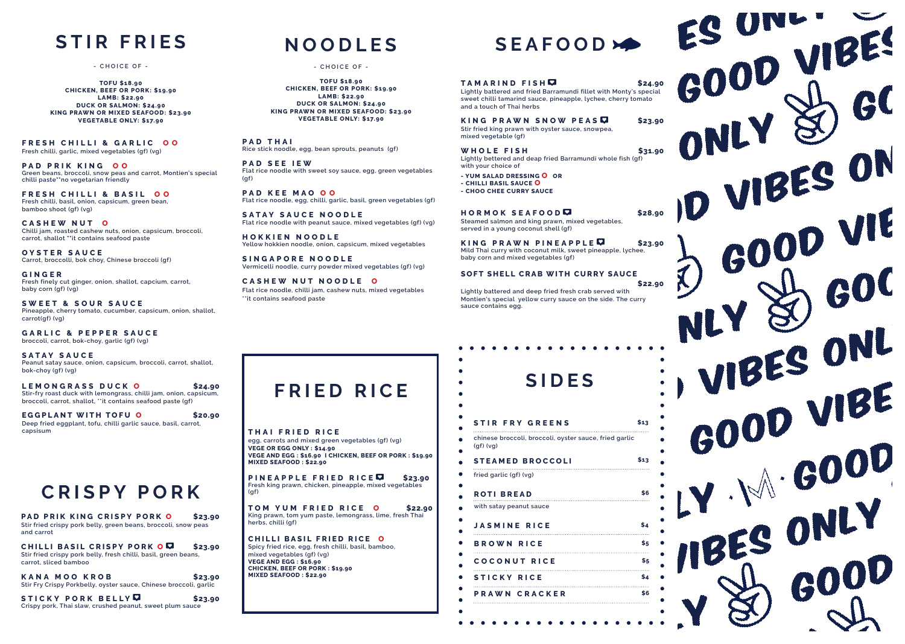## STIR FRIES

- CHOICE OF -

**TOFU $18.90**
**CHICKEN, BEEF OR PORK: $19.90**
**LAMB: $22.90**
**DUCK OR SALMON: $24.90**
**KING PRAWN OR MIXED SEAFOOD: $23.90**
**VEGETABLE ONLY: $17.90**

**FRESH CHILLI & GARLIC**
Fresh chilli, garlic, mixed vegetables (gf) (vg)

**PAD PRIK KING**
Green beans, broccoli, snow peas and carrot, Montien's special chilli paste**no vegetarian friendly

**FRESH CHILLI & BASIL**
Fresh chilli, basil, onion, capsicum, green bean, bamboo shoot (gf) (vg)

**CASHEW NUT**
Chilli jam, roasted cashew nuts, onion, capsicum, broccoli, carrot, shallot **it contains seafood paste

**OYSTER SAUCE**
Carrot, broccolli, bok choy, Chinese broccoli (gf)

**GINGER**
Fresh finely cut ginger, onion, shallot, capcium, carrot, baby corn (gf) (vg)

**SWEET & SOUR SAUCE**
Pineapple, cherry tomato, cucumber, capsicum, onion, shallot, carrot(gf) (vg)

**GARLIC & PEPPER SAUCE**
broccoli, carrot, bok-choy, garlic (gf) (vg)

**SATAY SAUCE**
Peanut satay sauce, onion, capsicum, broccoli, carrot, shallot, bok-choy (gf) (vg)

**LEMONGRASS DUCK** $24.90
Stir-fry roast duck with lemongrass, chilli jam, onion, capsicum, broccoli, carrot, shallot, **it contains seafood paste (gf)

**EGGPLANT WITH TOFU** $20.90
Deep fried eggplant, tofu, chilli garlic sauce, basil, carrot, capsisum

## CRISPY PORK

**PAD PRIK KING CRISPY PORK** $23.90
Stir fried crispy pork belly, green beans, broccoli, snow peas and carrot

**CHILLI BASIL CRISPY PORK** $23.90
Stir fried crispy pork belly, fresh chilli, basil, green beans, carrot, sliced bamboo

**KANA MOO KROB** $23.90
Stir Fry Crispy Porkbelly, oyster sauce, Chinese broccoli, garlic

**STICKY PORK BELLY** $23.90
Crispy pork, Thai slaw, crushed peanut, sweet plum sauce

## NOODLES

- CHOICE OF -

**TOFU $18.90**
**CHICKEN, BEEF OR PORK: $19.90**
**LAMB: $22.90**
**DUCK OR SALMON: $24.90**
**KING PRAWN OR MIXED SEAFOOD: $23.90**
**VEGETABLE ONLY: $17.90**

**PAD THAI**
Rice stick noodle, egg, bean sprouts, peanuts (gf)

**PAD SEE IEW**
Flat rice noodle with sweet soy sauce, egg, green vegetables (gf)

**PAD KEE MAO**
Flat rice noodle, egg, chilli, garlic, basil, green vegetables (gf)

**SATAY SAUCE NOODLE**
Flat rice noodle with peanut sauce, mixed vegetables (gf) (vg)

**HOKKIEN NOODLE**
Yellow hokkien noodle, onion, capsicum, mixed vegetables

**SINGAPORE NOODLE**
Vermicelli noodle, curry powder mixed vegetables (gf) (vg)

**CASHEW NUT NOODLE**
Flat rice noodle, chilli jam, cashew nuts, mixed vegetables **it contains seafood paste

## FRIED RICE

**THAI FRIED RICE**
egg, carrots and mixed green vegetables (gf) (vg)
**VEGE OR EGG ONLY : $14.90**
**VEGE AND EGG : $16.90 I CHICKEN, BEEF OR PORK : $19.90**
**MIXED SEAFOOD : $22.90**

**PINEAPPLE FRIED RICE** $23.90
Fresh king prawn, chicken, pineapple, mixed vegetables (gf)

**TOM YUM FRIED RICE** $22.90
King prawn, tom yum paste, lemongrass, lime, fresh Thai herbs, chilli (gf)

**CHILLI BASIL FRIED RICE**
Spicy fried rice, egg, fresh chilli, basil, bamboo, mixed vegetables (gf) (vg)
**VEGE AND EGG : $16.90**
**CHICKEN, BEEF OR PORK : $19.90**
**MIXED SEAFOOD : $22.90**

## SEAFOOD

**TAMARIND FISH** $24.90
Lightly battered and fried Barramundi fillet with Monty's special sweet chilli tamarind sauce, pineapple, lychee, cherry tomato and a touch of Thai herbs

**KING PRAWN SNOW PEAS** $23.90
Stir fried king prawn with oyster sauce, snowpea, mixed vegetable (gf)

**WHOLE FISH** $31.90
Lightly bettered and deap fried Barramundi whole fish (gf) with your choice of

- **YUM SALAD DRESSING OR**
- **CHILLI BASIL SAUCE**
- **CHOO CHEE CURRY SAUCE**

**HORMOK SEAFOOD** $28.90
Steamed salmon and king prawn, mixed vegetables, served in a young coconut shell (gf)

**KING PRAWN PINEAPPLE** $23.90
Mild Thai curry with coconut milk, sweet pineapple, lychee, baby corn and mixed vegetables (gf)

**SOFT SHELL CRAB WITH CURRY SAUCE** $22.90
Lightly battered and deep fried fresh crab served with Montien's special yellow curry sauce on the side. The curry sauce contains egg.

## SIDES

**STIR FRY GREENS** $13
chinese broccoli, broccoli, oyster sauce, fried garlic (gf) (vg)

**STEAMED BROCCOLI** $13
fried garlic (gf) (vg)

**ROTI BREAD** $6
with satay peanut sauce

**JASMINE RICE** $4

**BROWN RICE** $5

**COCONUT RICE** $5

**STICKY RICE** $4

**PRAWN CRACKER** $6